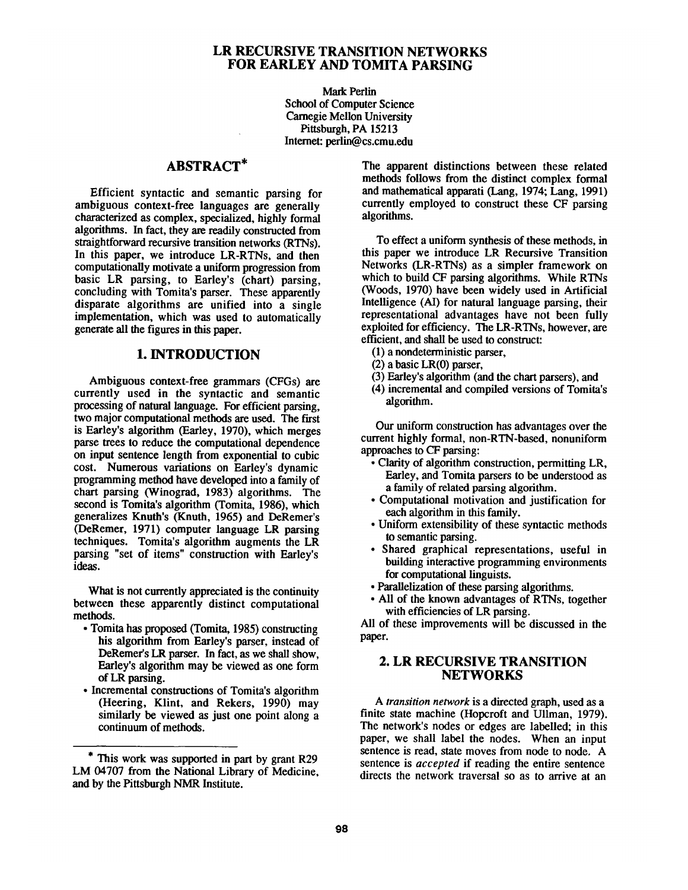# LR RECURSIVE TRANSITION NETWORKS FOR EARLEY AND TOMITA PARSING

Mark Perlin
School of Computer Science
Carnegie Mellon University
Pittsburgh, PA 15213
Internet: perlin@cs.cmu.edu

## ABSTRACT*

Efficient syntactic and semantic parsing for ambiguous context-free languages are generally characterized as complex, specialized, highly formal algorithms. In fact, they are readily constructed from straightforward recursive transition networks (RTNs). In this paper, we introduce LR-RTNs, and then computationally motivate a uniform progression from basic LR parsing, to Earley's (chart) parsing, concluding with Tomita's parser. These apparently disparate algorithms are unified into a single implementation, which was used to automatically generate all the figures in this paper.

## 1. INTRODUCTION

Ambiguous context-free grammars (CFGs) are currently used in the syntactic and semantic processing of natural language. For efficient parsing, two major computational methods are used. The first is Earley's algorithm (Earley, 1970), which merges parse trees to reduce the computational dependence on input sentence length from exponential to cubic cost. Numerous variations on Earley's dynamic programming method have developed into a family of chart parsing (Winograd, 1983) algorithms. The second is Tomita's algorithm (Tomita, 1986), which generalizes Knuth's (Knuth, 1965) and DeRemer's (DeRemer, 1971) computer language LR parsing techniques. Tomita's algorithm augments the LR parsing "set of items" construction with Earley's ideas.

What is not currently appreciated is the continuity between these apparently distinct computational methods.

- Tomita has proposed (Tomita, 1985) constructing his algorithm from Earley's parser, instead of DeRemer's LR parser. In fact, as we shall show, Earley's algorithm may be viewed as one form of LR parsing.
- Incremental constructions of Tomita's algorithm (Heering, Klint, and Rekers, 1990) may similarly be viewed as just one point along a continuum of methods.

The apparent distinctions between these related methods follows from the distinct complex formal and mathematical apparati (Lang, 1974; Lang, 1991) currently employed to construct these CF parsing algorithms.

To effect a uniform synthesis of these methods, in this paper we introduce LR Recursive Transition Networks (LR-RTNs) as a simpler framework on which to build CF parsing algorithms. While RTNs (Woods, 1970) have been widely used in Artificial Intelligence (AI) for natural language parsing, their representational advantages have not been fully exploited for efficiency. The LR-RTNs, however, are efficient, and shall be used to construct:

(1) a nondeterministic parser,
(2) a basic LR(0) parser,
(3) Earley's algorithm (and the chart parsers), and
(4) incremental and compiled versions of Tomita's algorithm.

Our uniform construction has advantages over the current highly formal, non-RTN-based, nonuniform approaches to CF parsing:

- Clarity of algorithm construction, permitting LR, Earley, and Tomita parsers to be understood as a family of related parsing algorithm.
- Computational motivation and justification for each algorithm in this family.
- Uniform extensibility of these syntactic methods to semantic parsing.
- Shared graphical representations, useful in building interactive programming environments for computational linguists.
- Parallelization of these parsing algorithms.
- All of the known advantages of RTNs, together with efficiencies of LR parsing.

All of these improvements will be discussed in the paper.

## 2. LR RECURSIVE TRANSITION NETWORKS

A *transition network* is a directed graph, used as a finite state machine (Hopcroft and Ullman, 1979). The network's nodes or edges are labelled; in this paper, we shall label the nodes. When an input sentence is read, state moves from node to node. A sentence is *accepted* if reading the entire sentence directs the network traversal so as to arrive at an

---

* This work was supported in part by grant R29 LM 04707 from the National Library of Medicine, and by the Pittsburgh NMR Institute.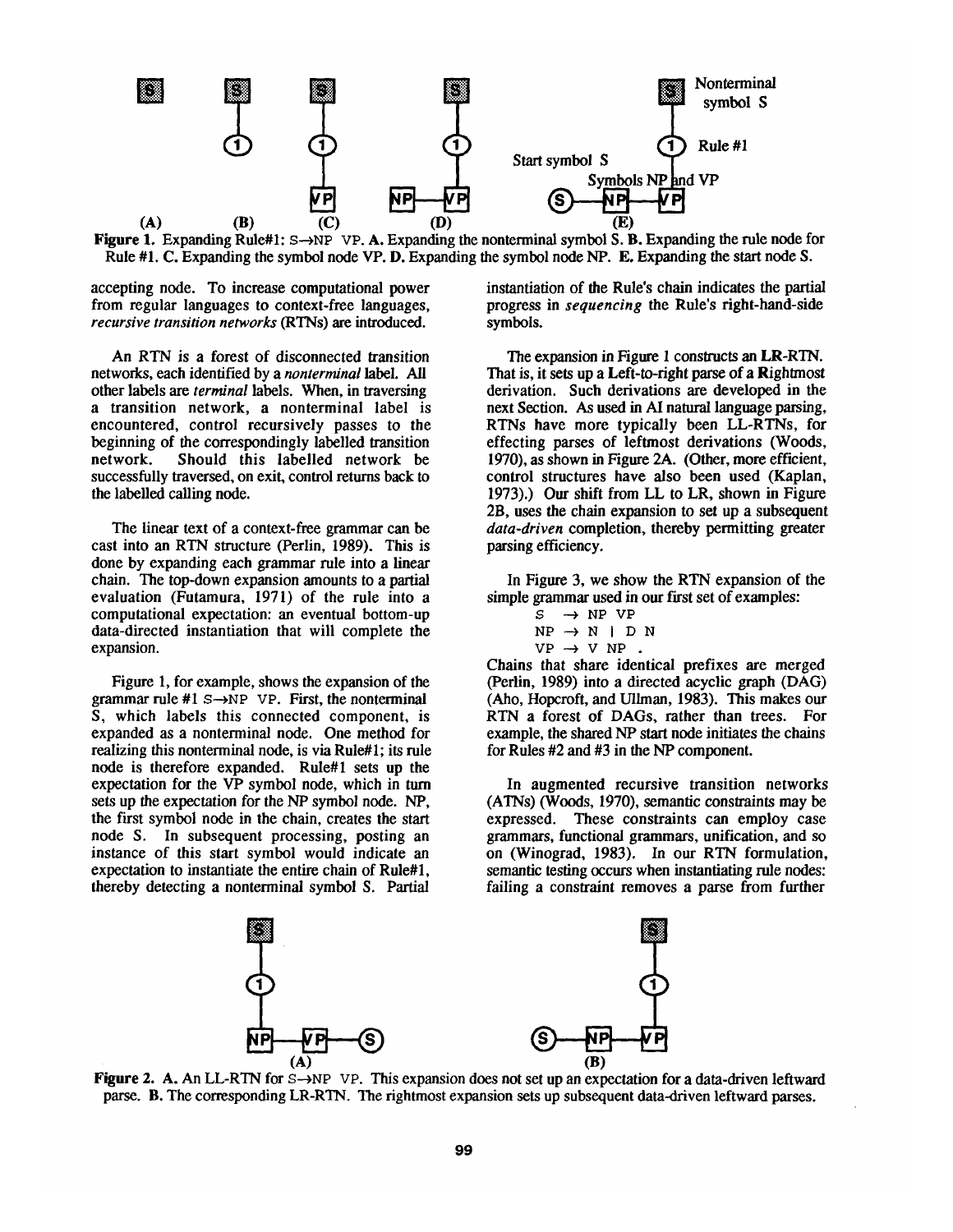Figure 1. Expanding Rule#1: S→NP VP. A. Expanding the nonterminal symbol S. B. Expanding the rule node for Rule #1. C. Expanding the symbol node VP. D. Expanding the symbol node NP. E. Expanding the start node S.

accepting node. To increase computational power from regular languages to context-free languages, *recursive transition networks* (RTNs) are introduced.

An RTN is a forest of disconnected transition networks, each identified by a *nonterminal* label. All other labels are *terminal* labels. When, in traversing a transition network, a nonterminal label is encountered, control recursively passes to the beginning of the correspondingly labelled transition network. Should this labelled network be successfully traversed, on exit, control returns back to the labelled calling node.

The linear text of a context-free grammar can be cast into an RTN structure (Perlin, 1989). This is done by expanding each grammar rule into a linear chain. The top-down expansion amounts to a partial evaluation (Futamura, 1971) of the rule into a computational expectation: an eventual bottom-up data-directed instantiation that will complete the expansion.

Figure 1, for example, shows the expansion of the grammar rule #1 S→NP VP. First, the nonterminal S, which labels this connected component, is expanded as a nonterminal node. One method for realizing this nonterminal node, is via Rule#1; its rule node is therefore expanded. Rule#1 sets up the expectation for the VP symbol node, which in turn sets up the expectation for the NP symbol node. NP, the first symbol node in the chain, creates the start node S. In subsequent processing, posting an instance of this start symbol would indicate an expectation to instantiate the entire chain of Rule#1, thereby detecting a nonterminal symbol S. Partial instantiation of the Rule's chain indicates the partial progress in *sequencing* the Rule's right-hand-side symbols.

The expansion in Figure 1 constructs an **LR**-RTN. That is, it sets up a Left-to-right parse of a **R**ightmost derivation. Such derivations are developed in the next Section. As used in AI natural language parsing, RTNs have more typically been LL-RTNs, for effecting parses of leftmost derivations (Woods, 1970), as shown in Figure 2A. (Other, more efficient, control structures have also been used (Kaplan, 1973).) Our shift from LL to LR, shown in Figure 2B, uses the chain expansion to set up a subsequent *data-driven* completion, thereby permitting greater parsing efficiency.

In Figure 3, we show the RTN expansion of the simple grammar used in our first set of examples:

```
S  → NP VP
NP → N | D N
VP → V NP .
```

Chains that share identical prefixes are merged (Perlin, 1989) into a directed acyclic graph (DAG) (Aho, Hopcroft, and Ullman, 1983). This makes our RTN a forest of DAGs, rather than trees. For example, the shared NP start node initiates the chains for Rules #2 and #3 in the NP component.

In augmented recursive transition networks (ATNs) (Woods, 1970), semantic constraints may be expressed. These constraints can employ case grammars, functional grammars, unification, and so on (Winograd, 1983). In our RTN formulation, semantic testing occurs when instantiating rule nodes: failing a constraint removes a parse from further

Figure 2. A. An LL-RTN for S→NP VP. This expansion does not set up an expectation for a data-driven leftward parse. B. The corresponding LR-RTN. The rightmost expansion sets up subsequent data-driven leftward parses.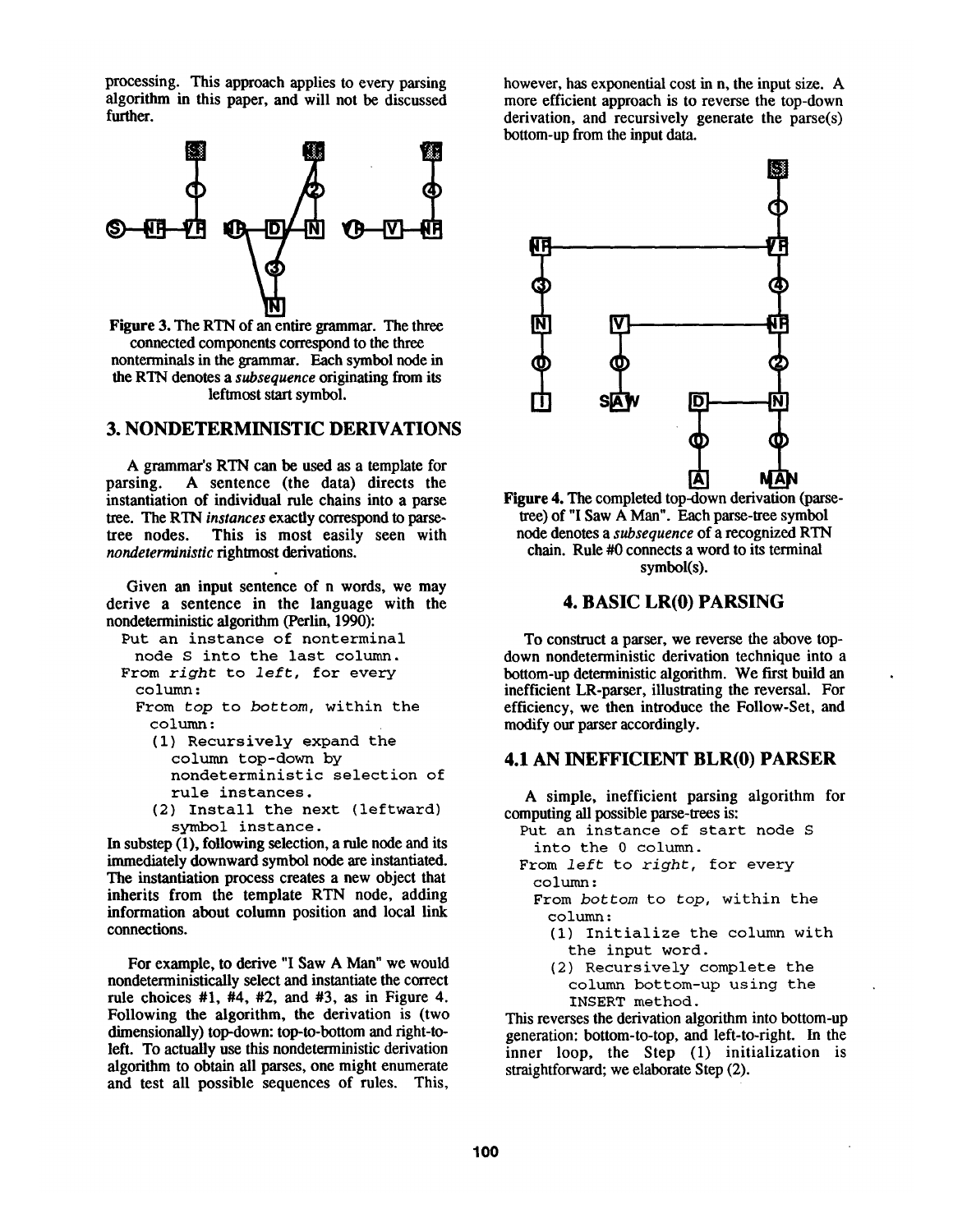processing. This approach applies to every parsing algorithm in this paper, and will not be discussed further.

Figure 3. The RTN of an entire grammar. The three connected components correspond to the three nonterminals in the grammar. Each symbol node in the RTN denotes a *subsequence* originating from its leftmost start symbol.

## 3. NONDETERMINISTIC DERIVATIONS

A grammar's RTN can be used as a template for parsing. A sentence (the data) directs the instantiation of individual rule chains into a parse tree. The RTN *instances* exactly correspond to parse-tree nodes. This is most easily seen with *nondeterministic* rightmost derivations.

Given an input sentence of n words, we may derive a sentence in the language with the nondeterministic algorithm (Perlin, 1990):

```
Put an instance of nonterminal
  node S into the last column.
From right to left, for every
  column:
  From top to bottom, within the
    column:
    (1) Recursively expand the
        column top-down by
        nondeterministic selection of
        rule instances.
    (2) Install the next (leftward)
        symbol instance.
```

In substep (1), following selection, a rule node and its immediately downward symbol node are instantiated. The instantiation process creates a new object that inherits from the template RTN node, adding information about column position and local link connections.

For example, to derive "I Saw A Man" we would nondeterministically select and instantiate the correct rule choices #1, #4, #2, and #3, as in Figure 4. Following the algorithm, the derivation is (two dimensionally) top-down: top-to-bottom and right-to-left. To actually use this nondeterministic derivation algorithm to obtain all parses, one might enumerate and test all possible sequences of rules. This, however, has exponential cost in n, the input size. A more efficient approach is to reverse the top-down derivation, and recursively generate the parse(s) bottom-up from the input data.

Figure 4. The completed top-down derivation (parse-tree) of "I Saw A Man". Each parse-tree symbol node denotes a *subsequence* of a recognized RTN chain. Rule #0 connects a word to its terminal symbol(s).

## 4. BASIC LR(0) PARSING

To construct a parser, we reverse the above top-down nondeterministic derivation technique into a bottom-up deterministic algorithm. We first build an inefficient LR-parser, illustrating the reversal. For efficiency, we then introduce the Follow-Set, and modify our parser accordingly.

### 4.1 AN INEFFICIENT BLR(0) PARSER

A simple, inefficient parsing algorithm for computing all possible parse-trees is:

```
Put an instance of start node S
  into the 0 column.
From left to right, for every
  column:
  From bottom to top, within the
    column:
    (1) Initialize the column with
        the input word.
    (2) Recursively complete the
        column bottom-up using the
        INSERT method.
```

This reverses the derivation algorithm into bottom-up generation: bottom-to-top, and left-to-right. In the inner loop, the Step (1) initialization is straightforward; we elaborate Step (2).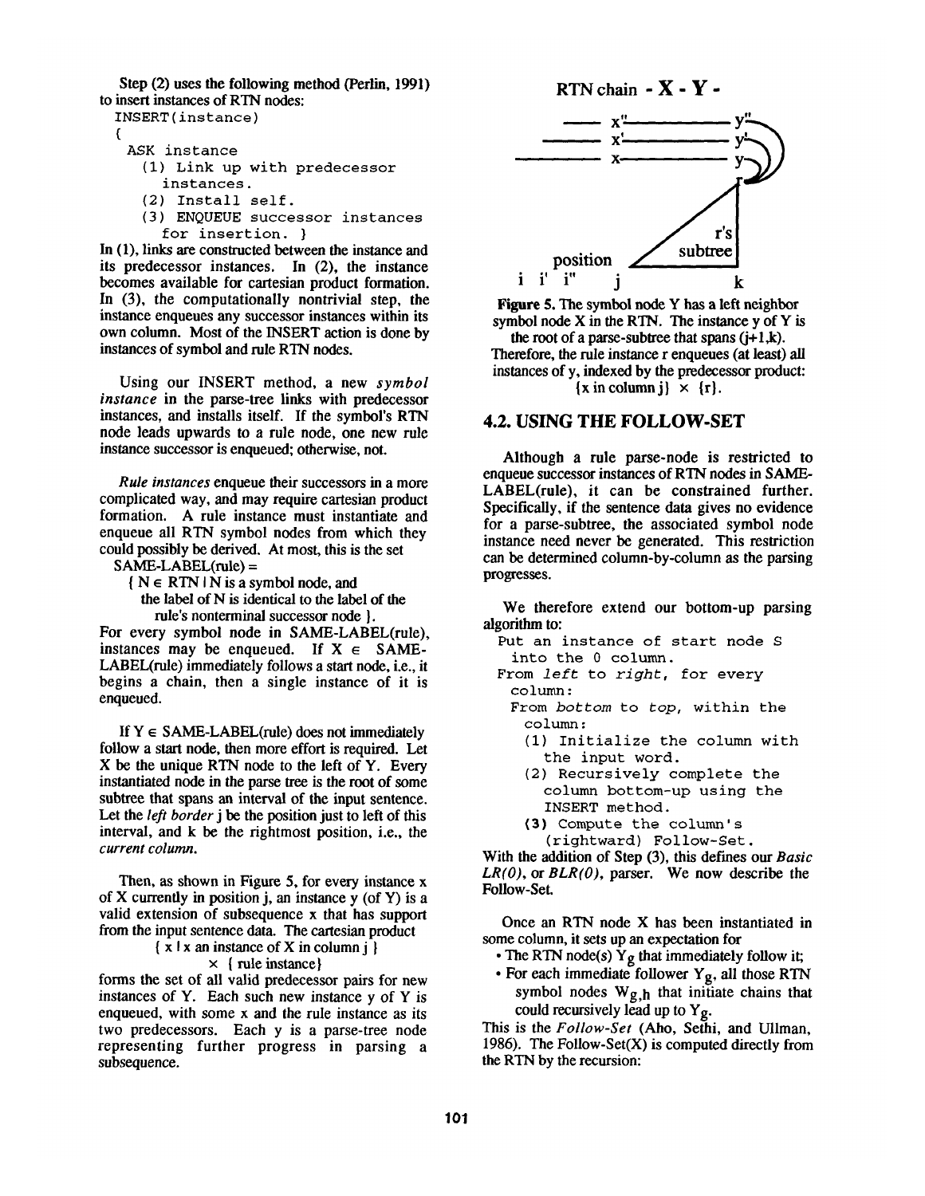Step (2) uses the following method (Perlin, 1991) to insert instances of RTN nodes:

```
INSERT(instance)
{
  ASK instance
    (1) Link up with predecessor
      instances.
    (2) Install self.
    (3) ENQUEUE successor instances
      for insertion. }
```

In (1), links are constructed between the instance and its predecessor instances. In (2), the instance becomes available for cartesian product formation. In (3), the computationally nontrivial step, the instance enqueues any successor instances within its own column. Most of the INSERT action is done by instances of symbol and rule RTN nodes.

Using our INSERT method, a new *symbol instance* in the parse-tree links with predecessor instances, and installs itself. If the symbol's RTN node leads upwards to a rule node, one new rule instance successor is enqueued; otherwise, not.

*Rule instances* enqueue their successors in a more complicated way, and may require cartesian product formation. A rule instance must instantiate and enqueue all RTN symbol nodes from which they could possibly be derived. At most, this is the set

SAME-LABEL(rule) =
{ N ∈ RTN | N is a symbol node, and
the label of N is identical to the label of the rule's nonterminal successor node }.

For every symbol node in SAME-LABEL(rule), instances may be enqueued. If X ∈ SAME-LABEL(rule) immediately follows a start node, i.e., it begins a chain, then a single instance of it is enqueued.

If Y ∈ SAME-LABEL(rule) does not immediately follow a start node, then more effort is required. Let X be the unique RTN node to the left of Y. Every instantiated node in the parse tree is the root of some subtree that spans an interval of the input sentence. Let the *left border* j be the position just to left of this interval, and k be the rightmost position, i.e., the *current column*.

Then, as shown in Figure 5, for every instance x of X currently in position j, an instance y (of Y) is a valid extension of subsequence x that has support from the input sentence data. The cartesian product

{ x | x an instance of X in column j }
× { rule instance}

forms the set of all valid predecessor pairs for new instances of Y. Each such new instance y of Y is enqueued, with some x and the rule instance as its two predecessors. Each y is a parse-tree node representing further progress in parsing a subsequence.

RTN chain - **X** - **Y** -

**Figure 5.** The symbol node Y has a left neighbor symbol node X in the RTN. The instance y of Y is the root of a parse-subtree that spans (j+1,k). Therefore, the rule instance r enqueues (at least) all instances of y, indexed by the predecessor product: {x in column j} × {r}.

## 4.2. USING THE FOLLOW-SET

Although a rule parse-node is restricted to enqueue successor instances of RTN nodes in SAME-LABEL(rule), it can be constrained further. Specifically, if the sentence data gives no evidence for a parse-subtree, the associated symbol node instance need never be generated. This restriction can be determined column-by-column as the parsing progresses.

We therefore extend our bottom-up parsing algorithm to:

```
Put an instance of start node S
  into the 0 column.
From left to right, for every
  column:
  From bottom to top, within the
    column:
    (1) Initialize the column with
      the input word.
    (2) Recursively complete the
      column bottom-up using the
      INSERT method.
    (3) Compute the column's
      (rightward) Follow-Set.
```

With the addition of Step (3), this defines our *Basic LR(0)*, or *BLR(0)*, parser. We now describe the Follow-Set.

Once an RTN node X has been instantiated in some column, it sets up an expectation for

- The RTN node(s) $Y_g$ that immediately follow it;
- For each immediate follower $Y_g$, all those RTN symbol nodes $W_{g,h}$ that initiate chains that could recursively lead up to $Y_g$.

This is the *Follow-Set* (Aho, Sethi, and Ullman, 1986). The Follow-Set(X) is computed directly from the RTN by the recursion: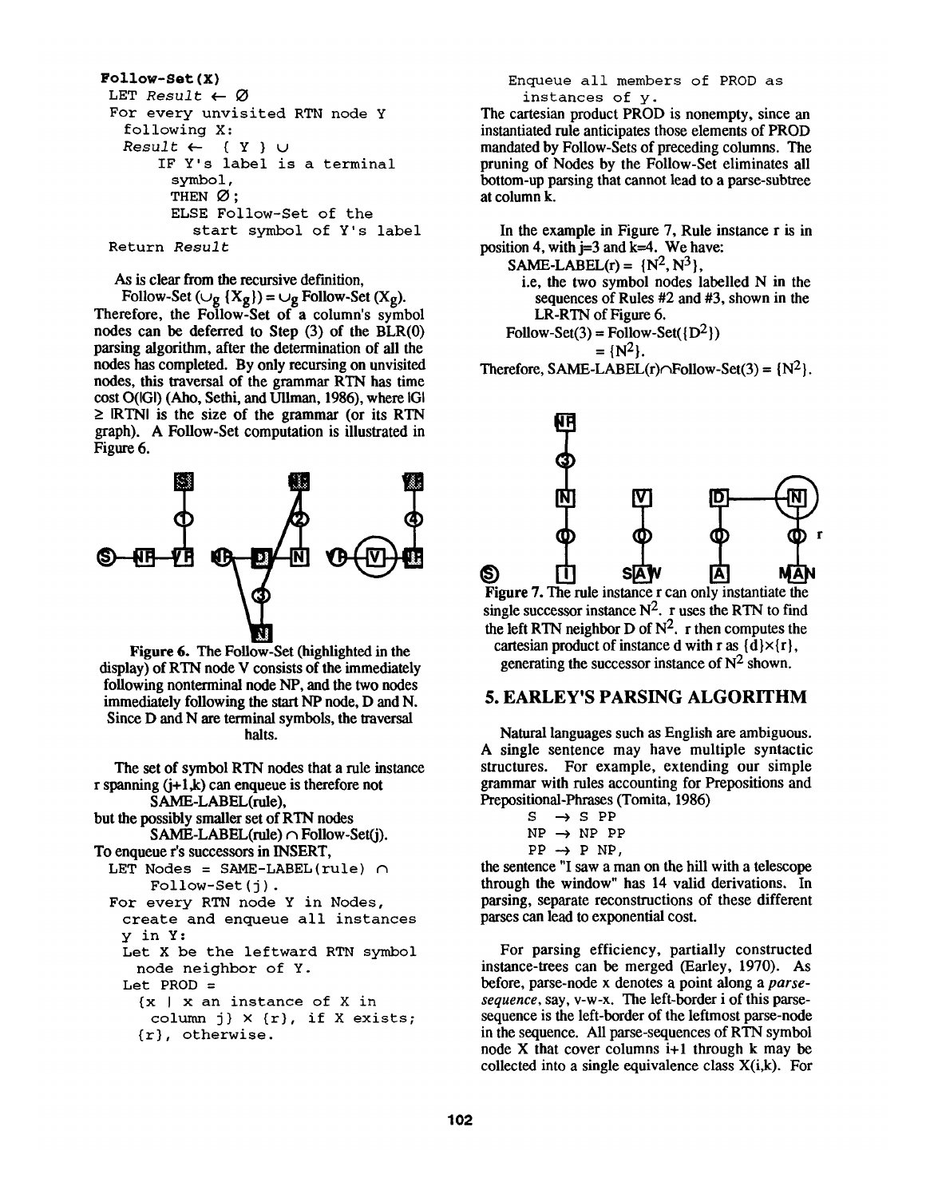```
Follow-Set(X)
  LET Result ← Ø
  For every unvisited RTN node Y
    following X:
    Result ←  { Y } ∪
        IF Y's label is a terminal
          symbol,
          THEN Ø;
          ELSE Follow-Set of the
             start symbol of Y's label
  Return Result
```

As is clear from the recursive definition,

Follow-Set ($\cup_g \{X_g\}$) = $\cup_g$ Follow-Set ($X_g$).

Therefore, the Follow-Set of a column's symbol nodes can be deferred to Step (3) of the BLR(0) parsing algorithm, after the determination of all the nodes has completed. By only recursing on unvisited nodes, this traversal of the grammar RTN has time cost O(|G|) (Aho, Sethi, and Ullman, 1986), where |G| ≥ |RTN| is the size of the grammar (or its RTN graph). A Follow-Set computation is illustrated in Figure 6.

**Figure 6.** The Follow-Set (highlighted in the display) of RTN node V consists of the immediately following nonterminal node NP, and the two nodes immediately following the start NP node, D and N. Since D and N are terminal symbols, the traversal halts.

The set of symbol RTN nodes that a rule instance r spanning (j+1,k) can enqueue is therefore not

SAME-LABEL(rule),

but the possibly smaller set of RTN nodes

SAME-LABEL(rule) ∩ Follow-Set(j).

To enqueue r's successors in INSERT,

```
  LET Nodes = SAME-LABEL(rule) ∩
      Follow-Set(j).
  For every RTN node Y in Nodes,
    create and enqueue all instances
    y in Y:
    Let X be the leftward RTN symbol
      node neighbor of Y.
    Let PROD =
      {x | x an instance of X in
        column j} × {r}, if X exists;
      {r}, otherwise.
    Enqueue all members of PROD as
      instances of y.
```

The cartesian product PROD is nonempty, since an instantiated rule anticipates those elements of PROD mandated by Follow-Sets of preceding columns. The pruning of Nodes by the Follow-Set eliminates all bottom-up parsing that cannot lead to a parse-subtree at column k.

In the example in Figure 7, Rule instance r is in position 4, with j=3 and k=4. We have:

SAME-LABEL(r) = $\{N^2, N^3\}$,

i.e, the two symbol nodes labelled N in the sequences of Rules #2 and #3, shown in the LR-RTN of Figure 6.

Follow-Set(3) = Follow-Set($\{D^2\}$)

= $\{N^2\}$.

Therefore, SAME-LABEL(r)∩Follow-Set(3) = $\{N^2\}$.

**Figure 7.** The rule instance r can only instantiate the single successor instance $N^2$. r uses the RTN to find the left RTN neighbor D of $N^2$. r then computes the cartesian product of instance d with r as {d}×{r}, generating the successor instance of $N^2$ shown.

## 5. EARLEY'S PARSING ALGORITHM

Natural languages such as English are ambiguous. A single sentence may have multiple syntactic structures. For example, extending our simple grammar with rules accounting for Prepositions and Prepositional-Phrases (Tomita, 1986)

S → S PP
NP → NP PP
PP → P NP,

the sentence "I saw a man on the hill with a telescope through the window" has 14 valid derivations. In parsing, separate reconstructions of these different parses can lead to exponential cost.

For parsing efficiency, partially constructed instance-trees can be merged (Earley, 1970). As before, parse-node x denotes a point along a *parse-sequence*, say, v-w-x. The left-border i of this parse-sequence is the left-border of the leftmost parse-node in the sequence. All parse-sequences of RTN symbol node X that cover columns i+1 through k may be collected into a single equivalence class X(i,k). For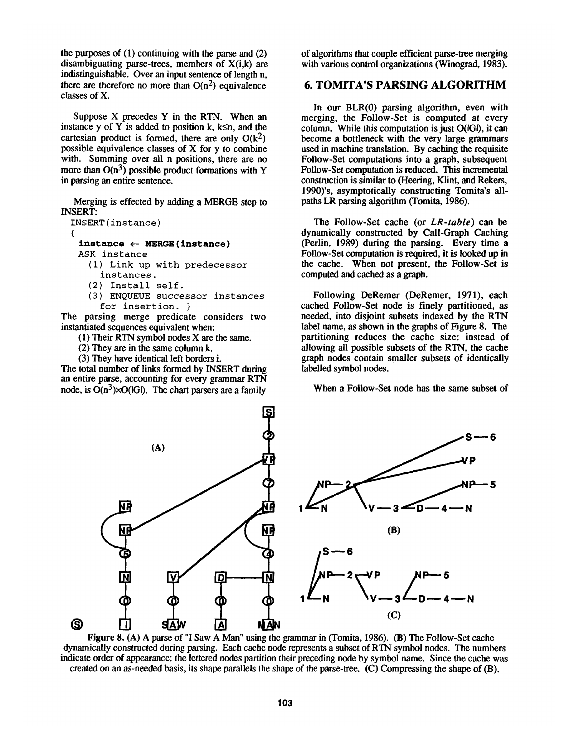the purposes of (1) continuing with the parse and (2) disambiguating parse-trees, members of X(i,k) are indistinguishable. Over an input sentence of length n, there are therefore no more than $O(n^2)$ equivalence classes of X.

Suppose X precedes Y in the RTN. When an instance y of Y is added to position k, $k \leq n$, and the cartesian product is formed, there are only $O(k^2)$ possible equivalence classes of X for y to combine with. Summing over all n positions, there are no more than $O(n^3)$ possible product formations with Y in parsing an entire sentence.

Merging is effected by adding a MERGE step to INSERT:

```
INSERT(instance)
{
  instance ← MERGE(instance)
  ASK instance
    (1) Link up with predecessor
        instances.
    (2) Install self.
    (3) ENQUEUE successor instances
        for insertion. }
```

The parsing merge predicate considers two instantiated sequences equivalent when:

(1) Their RTN symbol nodes X are the same.
(2) They are in the same column k.
(3) They have identical left borders i.

The total number of links formed by INSERT during an entire parse, accounting for every grammar RTN node, is $O(n^3) \times O(|G|)$. The chart parsers are a family of algorithms that couple efficient parse-tree merging with various control organizations (Winograd, 1983).

## 6. TOMITA'S PARSING ALGORITHM

In our BLR(0) parsing algorithm, even with merging, the Follow-Set is computed at every column. While this computation is just $O(|G|)$, it can become a bottleneck with the very large grammars used in machine translation. By caching the requisite Follow-Set computations into a graph, subsequent Follow-Set computation is reduced. This incremental construction is similar to (Heering, Klint, and Rekers, 1990)'s, asymptotically constructing Tomita's all-paths LR parsing algorithm (Tomita, 1986).

The Follow-Set cache (or *LR-table*) can be dynamically constructed by Call-Graph Caching (Perlin, 1989) during the parsing. Every time a Follow-Set computation is required, it is looked up in the cache. When not present, the Follow-Set is computed and cached as a graph.

Following DeRemer (DeRemer, 1971), each cached Follow-Set node is finely partitioned, as needed, into disjoint subsets indexed by the RTN label name, as shown in the graphs of Figure 8. The partitioning reduces the cache size: instead of allowing all possible subsets of the RTN, the cache graph nodes contain smaller subsets of identically labelled symbol nodes.

When a Follow-Set node has the same subset of

**Figure 8.** (**A**) A parse of "I Saw A Man" using the grammar in (Tomita, 1986). (**B**) The Follow-Set cache dynamically constructed during parsing. Each cache node represents a subset of RTN symbol nodes. The numbers indicate order of appearance; the lettered nodes partition their preceding node by symbol name. Since the cache was created on an as-needed basis, its shape parallels the shape of the parse-tree. (**C**) Compressing the shape of (B).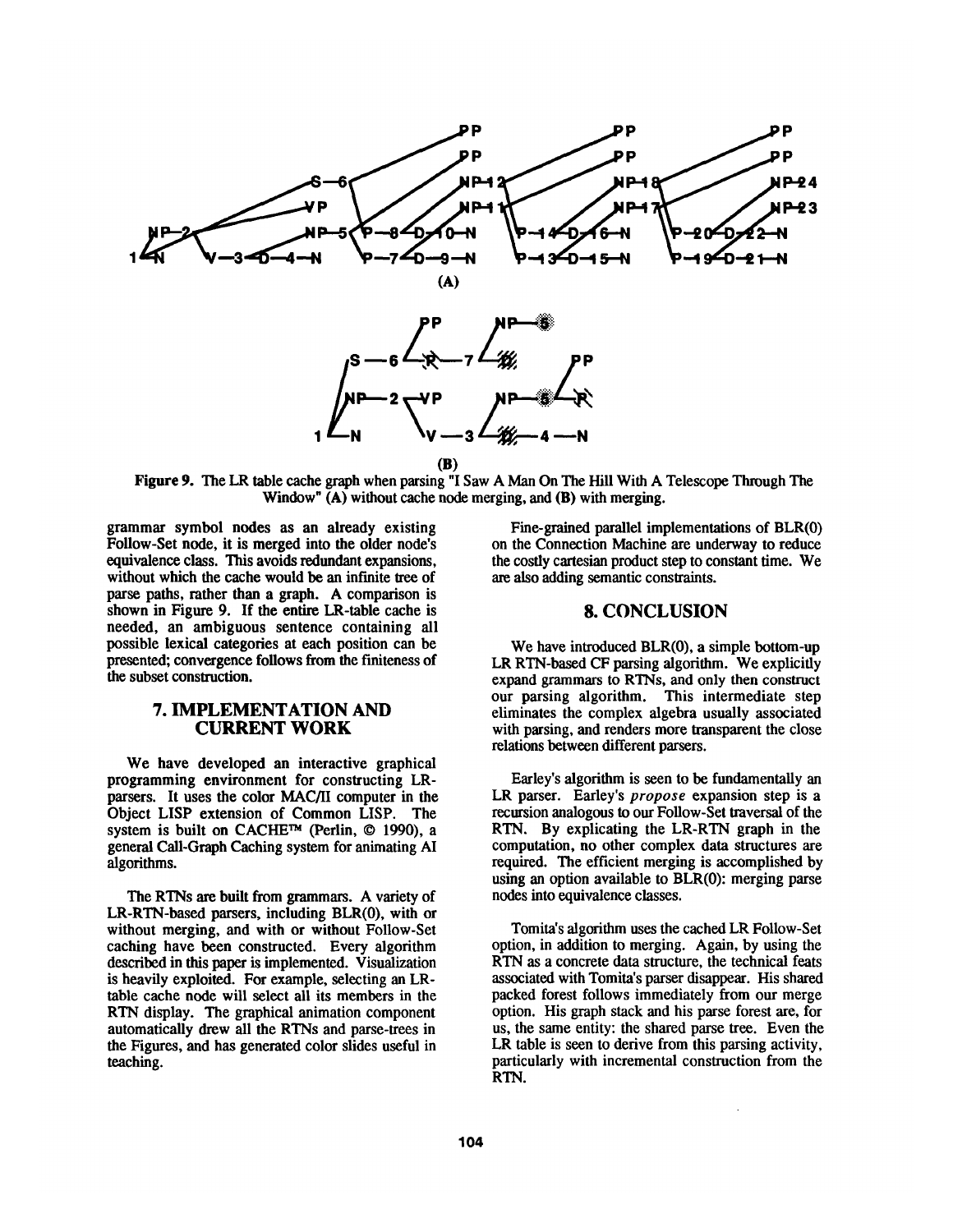Figure 9. The LR table cache graph when parsing "I Saw A Man On The Hill With A Telescope Through The Window" (A) without cache node merging, and (B) with merging.

grammar symbol nodes as an already existing Follow-Set node, it is merged into the older node's equivalence class. This avoids redundant expansions, without which the cache would be an infinite tree of parse paths, rather than a graph. A comparison is shown in Figure 9. If the entire LR-table cache is needed, an ambiguous sentence containing all possible lexical categories at each position can be presented; convergence follows from the finiteness of the subset construction.

## 7. IMPLEMENTATION AND CURRENT WORK

We have developed an interactive graphical programming environment for constructing LR-parsers. It uses the color MAC/II computer in the Object LISP extension of Common LISP. The system is built on CACHE™ (Perlin, © 1990), a general Call-Graph Caching system for animating AI algorithms.

The RTNs are built from grammars. A variety of LR-RTN-based parsers, including BLR(0), with or without merging, and with or without Follow-Set caching have been constructed. Every algorithm described in this paper is implemented. Visualization is heavily exploited. For example, selecting an LR-table cache node will select all its members in the RTN display. The graphical animation component automatically drew all the RTNs and parse-trees in the Figures, and has generated color slides useful in teaching.

Fine-grained parallel implementations of BLR(0) on the Connection Machine are underway to reduce the costly cartesian product step to constant time. We are also adding semantic constraints.

## 8. CONCLUSION

We have introduced BLR(0), a simple bottom-up LR RTN-based CF parsing algorithm. We explicitly expand grammars to RTNs, and only then construct our parsing algorithm. This intermediate step eliminates the complex algebra usually associated with parsing, and renders more transparent the close relations between different parsers.

Earley's algorithm is seen to be fundamentally an LR parser. Earley's *propose* expansion step is a recursion analogous to our Follow-Set traversal of the RTN. By explicating the LR-RTN graph in the computation, no other complex data structures are required. The efficient merging is accomplished by using an option available to BLR(0): merging parse nodes into equivalence classes.

Tomita's algorithm uses the cached LR Follow-Set option, in addition to merging. Again, by using the RTN as a concrete data structure, the technical feats associated with Tomita's parser disappear. His shared packed forest follows immediately from our merge option. His graph stack and his parse forest are, for us, the same entity: the shared parse tree. Even the LR table is seen to derive from this parsing activity, particularly with incremental construction from the RTN.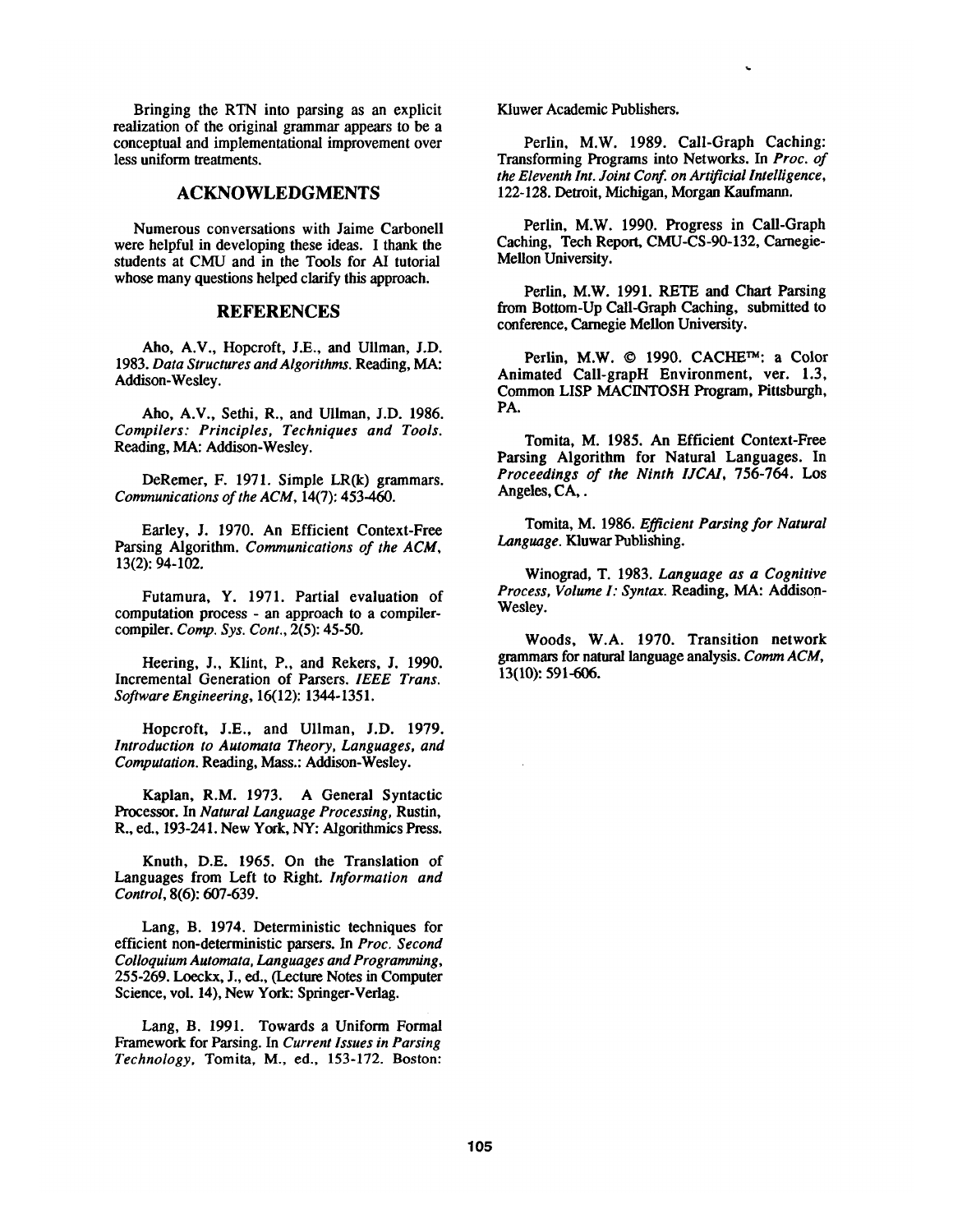Bringing the RTN into parsing as an explicit realization of the original grammar appears to be a conceptual and implementational improvement over less uniform treatments.

## ACKNOWLEDGMENTS

Numerous conversations with Jaime Carbonell were helpful in developing these ideas. I thank the students at CMU and in the Tools for AI tutorial whose many questions helped clarify this approach.

## REFERENCES

Aho, A.V., Hopcroft, J.E., and Ullman, J.D. 1983. *Data Structures and Algorithms.* Reading, MA: Addison-Wesley.

Aho, A.V., Sethi, R., and Ullman, J.D. 1986. *Compilers: Principles, Techniques and Tools.* Reading, MA: Addison-Wesley.

DeRemer, F. 1971. Simple LR(k) grammars. *Communications of the ACM,* 14(7): 453-460.

Earley, J. 1970. An Efficient Context-Free Parsing Algorithm. *Communications of the ACM,* 13(2): 94-102.

Futamura, Y. 1971. Partial evaluation of computation process - an approach to a compiler-compiler. *Comp. Sys. Cont.,* 2(5): 45-50.

Heering, J., Klint, P., and Rekers, J. 1990. Incremental Generation of Parsers. *IEEE Trans. Software Engineering,* 16(12): 1344-1351.

Hopcroft, J.E., and Ullman, J.D. 1979. *Introduction to Automata Theory, Languages, and Computation.* Reading, Mass.: Addison-Wesley.

Kaplan, R.M. 1973. A General Syntactic Processor. In *Natural Language Processing,* Rustin, R., ed., 193-241. New York, NY: Algorithmics Press.

Knuth, D.E. 1965. On the Translation of Languages from Left to Right. *Information and Control,* 8(6): 607-639.

Lang, B. 1974. Deterministic techniques for efficient non-deterministic parsers. In *Proc. Second Colloquium Automata, Languages and Programming,* 255-269. Loeckx, J., ed., (Lecture Notes in Computer Science, vol. 14), New York: Springer-Verlag.

Lang, B. 1991. Towards a Uniform Formal Framework for Parsing. In *Current Issues in Parsing Technology,* Tomita, M., ed., 153-172. Boston: Kluwer Academic Publishers.

Perlin, M.W. 1989. Call-Graph Caching: Transforming Programs into Networks. In *Proc. of the Eleventh Int. Joint Conf. on Artificial Intelligence,* 122-128. Detroit, Michigan, Morgan Kaufmann.

Perlin, M.W. 1990. Progress in Call-Graph Caching, Tech Report, CMU-CS-90-132, Carnegie-Mellon University.

Perlin, M.W. 1991. RETE and Chart Parsing from Bottom-Up Call-Graph Caching, submitted to conference, Carnegie Mellon University.

Perlin, M.W. © 1990. CACHE™: a Color Animated Call-grapH Environment, ver. 1.3, Common LISP MACINTOSH Program, Pittsburgh, PA.

Tomita, M. 1985. An Efficient Context-Free Parsing Algorithm for Natural Languages. In *Proceedings of the Ninth IJCAI,* 756-764. Los Angeles, CA, .

Tomita, M. 1986. *Efficient Parsing for Natural Language.* Kluwar Publishing.

Winograd, T. 1983. *Language as a Cognitive Process, Volume I: Syntax.* Reading, MA: Addison-Wesley.

Woods, W.A. 1970. Transition network grammars for natural language analysis. *Comm ACM,* 13(10): 591-606.